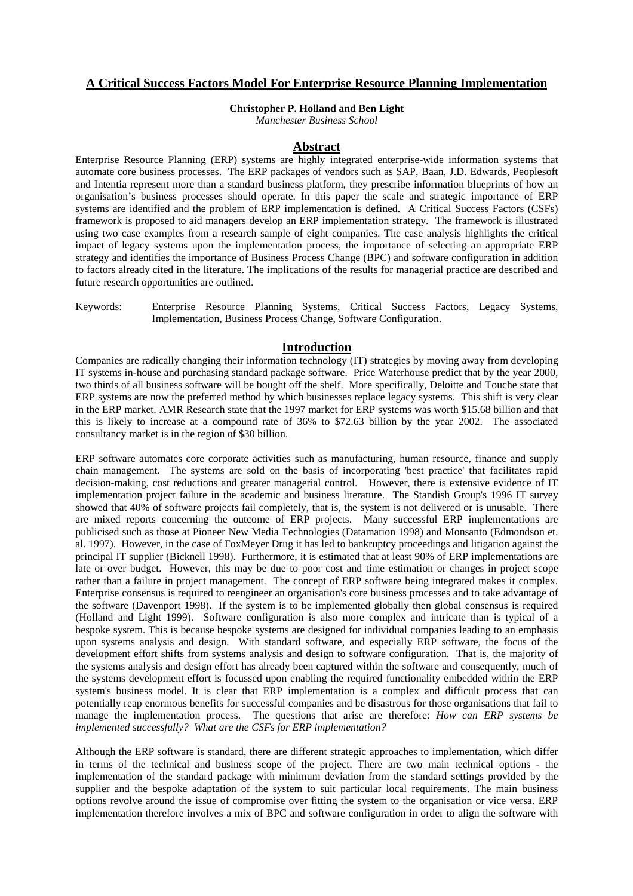# A Critical Success Factors Model For Enterprise Resource Planning Implementation

**Christopher P. Holland and Ben Light**
*Manchester Business School*

## Abstract

Enterprise Resource Planning (ERP) systems are highly integrated enterprise-wide information systems that automate core business processes. The ERP packages of vendors such as SAP, Baan, J.D. Edwards, Peoplesoft and Intentia represent more than a standard business platform, they prescribe information blueprints of how an organisation's business processes should operate. In this paper the scale and strategic importance of ERP systems are identified and the problem of ERP implementation is defined. A Critical Success Factors (CSFs) framework is proposed to aid managers develop an ERP implementation strategy. The framework is illustrated using two case examples from a research sample of eight companies. The case analysis highlights the critical impact of legacy systems upon the implementation process, the importance of selecting an appropriate ERP strategy and identifies the importance of Business Process Change (BPC) and software configuration in addition to factors already cited in the literature. The implications of the results for managerial practice are described and future research opportunities are outlined.

Keywords: Enterprise Resource Planning Systems, Critical Success Factors, Legacy Systems, Implementation, Business Process Change, Software Configuration.

## Introduction

Companies are radically changing their information technology (IT) strategies by moving away from developing IT systems in-house and purchasing standard package software. Price Waterhouse predict that by the year 2000, two thirds of all business software will be bought off the shelf. More specifically, Deloitte and Touche state that ERP systems are now the preferred method by which businesses replace legacy systems. This shift is very clear in the ERP market. AMR Research state that the 1997 market for ERP systems was worth $15.68 billion and that this is likely to increase at a compound rate of 36% to $72.63 billion by the year 2002. The associated consultancy market is in the region of $30 billion.

ERP software automates core corporate activities such as manufacturing, human resource, finance and supply chain management. The systems are sold on the basis of incorporating 'best practice' that facilitates rapid decision-making, cost reductions and greater managerial control. However, there is extensive evidence of IT implementation project failure in the academic and business literature. The Standish Group's 1996 IT survey showed that 40% of software projects fail completely, that is, the system is not delivered or is unusable. There are mixed reports concerning the outcome of ERP projects. Many successful ERP implementations are publicised such as those at Pioneer New Media Technologies (Datamation 1998) and Monsanto (Edmondson et. al. 1997). However, in the case of FoxMeyer Drug it has led to bankruptcy proceedings and litigation against the principal IT supplier (Bicknell 1998). Furthermore, it is estimated that at least 90% of ERP implementations are late or over budget. However, this may be due to poor cost and time estimation or changes in project scope rather than a failure in project management. The concept of ERP software being integrated makes it complex. Enterprise consensus is required to reengineer an organisation's core business processes and to take advantage of the software (Davenport 1998). If the system is to be implemented globally then global consensus is required (Holland and Light 1999). Software configuration is also more complex and intricate than is typical of a bespoke system. This is because bespoke systems are designed for individual companies leading to an emphasis upon systems analysis and design. With standard software, and especially ERP software, the focus of the development effort shifts from systems analysis and design to software configuration. That is, the majority of the systems analysis and design effort has already been captured within the software and consequently, much of the systems development effort is focussed upon enabling the required functionality embedded within the ERP system's business model. It is clear that ERP implementation is a complex and difficult process that can potentially reap enormous benefits for successful companies and be disastrous for those organisations that fail to manage the implementation process. The questions that arise are therefore: *How can ERP systems be implemented successfully? What are the CSFs for ERP implementation?*

Although the ERP software is standard, there are different strategic approaches to implementation, which differ in terms of the technical and business scope of the project. There are two main technical options - the implementation of the standard package with minimum deviation from the standard settings provided by the supplier and the bespoke adaptation of the system to suit particular local requirements. The main business options revolve around the issue of compromise over fitting the system to the organisation or vice versa. ERP implementation therefore involves a mix of BPC and software configuration in order to align the software with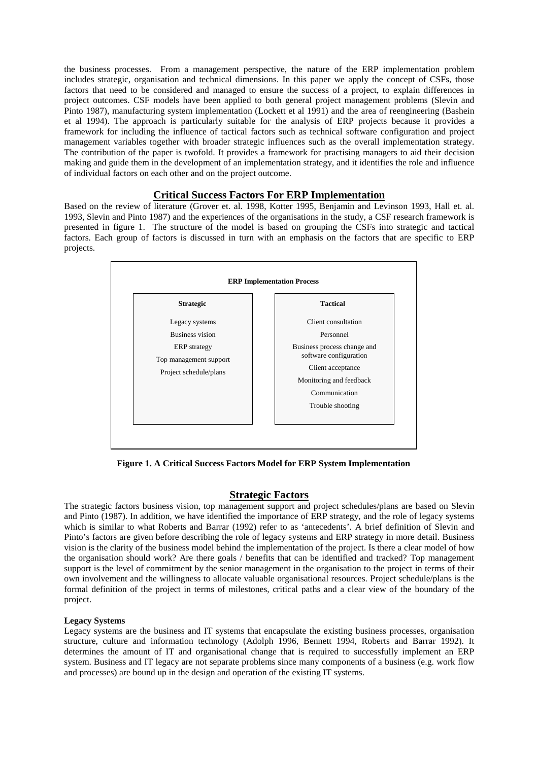the business processes. From a management perspective, the nature of the ERP implementation problem includes strategic, organisation and technical dimensions. In this paper we apply the concept of CSFs, those factors that need to be considered and managed to ensure the success of a project, to explain differences in project outcomes. CSF models have been applied to both general project management problems (Slevin and Pinto 1987), manufacturing system implementation (Lockett et al 1991) and the area of reengineering (Bashein et al 1994). The approach is particularly suitable for the analysis of ERP projects because it provides a framework for including the influence of tactical factors such as technical software configuration and project management variables together with broader strategic influences such as the overall implementation strategy. The contribution of the paper is twofold. It provides a framework for practising managers to aid their decision making and guide them in the development of an implementation strategy, and it identifies the role and influence of individual factors on each other and on the project outcome.

## Critical Success Factors For ERP Implementation

Based on the review of literature (Grover et. al. 1998, Kotter 1995, Benjamin and Levinson 1993, Hall et. al. 1993, Slevin and Pinto 1987) and the experiences of the organisations in the study, a CSF research framework is presented in figure 1. The structure of the model is based on grouping the CSFs into strategic and tactical factors. Each group of factors is discussed in turn with an emphasis on the factors that are specific to ERP projects.

**ERP Implementation Process**

| Strategic | Tactical |
|---|---|
| Legacy systems | Client consultation |
| Business vision | Personnel |
| ERP strategy | Business process change and software configuration |
| Top management support | Client acceptance |
| Project schedule/plans | Monitoring and feedback |
| | Communication |
| | Trouble shooting |

**Figure 1. A Critical Success Factors Model for ERP System Implementation**

## Strategic Factors

The strategic factors business vision, top management support and project schedules/plans are based on Slevin and Pinto (1987). In addition, we have identified the importance of ERP strategy, and the role of legacy systems which is similar to what Roberts and Barrar (1992) refer to as 'antecedents'. A brief definition of Slevin and Pinto's factors are given before describing the role of legacy systems and ERP strategy in more detail. Business vision is the clarity of the business model behind the implementation of the project. Is there a clear model of how the organisation should work? Are there goals / benefits that can be identified and tracked? Top management support is the level of commitment by the senior management in the organisation to the project in terms of their own involvement and the willingness to allocate valuable organisational resources. Project schedule/plans is the formal definition of the project in terms of milestones, critical paths and a clear view of the boundary of the project.

### Legacy Systems

Legacy systems are the business and IT systems that encapsulate the existing business processes, organisation structure, culture and information technology (Adolph 1996, Bennett 1994, Roberts and Barrar 1992). It determines the amount of IT and organisational change that is required to successfully implement an ERP system. Business and IT legacy are not separate problems since many components of a business (e.g. work flow and processes) are bound up in the design and operation of the existing IT systems.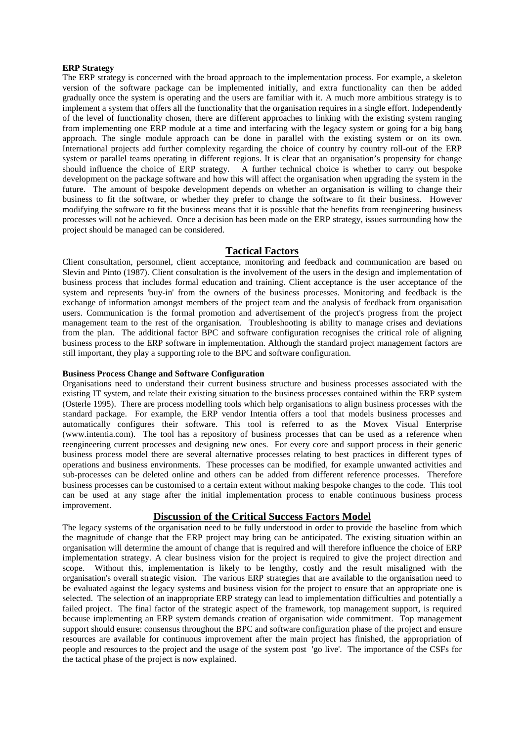**ERP Strategy**

The ERP strategy is concerned with the broad approach to the implementation process. For example, a skeleton version of the software package can be implemented initially, and extra functionality can then be added gradually once the system is operating and the users are familiar with it. A much more ambitious strategy is to implement a system that offers all the functionality that the organisation requires in a single effort. Independently of the level of functionality chosen, there are different approaches to linking with the existing system ranging from implementing one ERP module at a time and interfacing with the legacy system or going for a big bang approach. The single module approach can be done in parallel with the existing system or on its own. International projects add further complexity regarding the choice of country by country roll-out of the ERP system or parallel teams operating in different regions. It is clear that an organisation's propensity for change should influence the choice of ERP strategy. A further technical choice is whether to carry out bespoke development on the package software and how this will affect the organisation when upgrading the system in the future. The amount of bespoke development depends on whether an organisation is willing to change their business to fit the software, or whether they prefer to change the software to fit their business. However modifying the software to fit the business means that it is possible that the benefits from reengineering business processes will not be achieved. Once a decision has been made on the ERP strategy, issues surrounding how the project should be managed can be considered.

## Tactical Factors

Client consultation, personnel, client acceptance, monitoring and feedback and communication are based on Slevin and Pinto (1987). Client consultation is the involvement of the users in the design and implementation of business process that includes formal education and training. Client acceptance is the user acceptance of the system and represents 'buy-in' from the owners of the business processes. Monitoring and feedback is the exchange of information amongst members of the project team and the analysis of feedback from organisation users. Communication is the formal promotion and advertisement of the project's progress from the project management team to the rest of the organisation. Troubleshooting is ability to manage crises and deviations from the plan. The additional factor BPC and software configuration recognises the critical role of aligning business process to the ERP software in implementation. Although the standard project management factors are still important, they play a supporting role to the BPC and software configuration.

**Business Process Change and Software Configuration**

Organisations need to understand their current business structure and business processes associated with the existing IT system, and relate their existing situation to the business processes contained within the ERP system (Osterle 1995). There are process modelling tools which help organisations to align business processes with the standard package. For example, the ERP vendor Intentia offers a tool that models business processes and automatically configures their software. This tool is referred to as the Movex Visual Enterprise (www.intentia.com). The tool has a repository of business processes that can be used as a reference when reengineering current processes and designing new ones. For every core and support process in their generic business process model there are several alternative processes relating to best practices in different types of operations and business environments. These processes can be modified, for example unwanted activities and sub-processes can be deleted online and others can be added from different reference processes. Therefore business processes can be customised to a certain extent without making bespoke changes to the code. This tool can be used at any stage after the initial implementation process to enable continuous business process improvement.

## Discussion of the Critical Success Factors Model

The legacy systems of the organisation need to be fully understood in order to provide the baseline from which the magnitude of change that the ERP project may bring can be anticipated. The existing situation within an organisation will determine the amount of change that is required and will therefore influence the choice of ERP implementation strategy. A clear business vision for the project is required to give the project direction and scope. Without this, implementation is likely to be lengthy, costly and the result misaligned with the organisation's overall strategic vision. The various ERP strategies that are available to the organisation need to be evaluated against the legacy systems and business vision for the project to ensure that an appropriate one is selected. The selection of an inappropriate ERP strategy can lead to implementation difficulties and potentially a failed project. The final factor of the strategic aspect of the framework, top management support, is required because implementing an ERP system demands creation of organisation wide commitment. Top management support should ensure: consensus throughout the BPC and software configuration phase of the project and ensure resources are available for continuous improvement after the main project has finished, the appropriation of people and resources to the project and the usage of the system post 'go live'. The importance of the CSFs for the tactical phase of the project is now explained.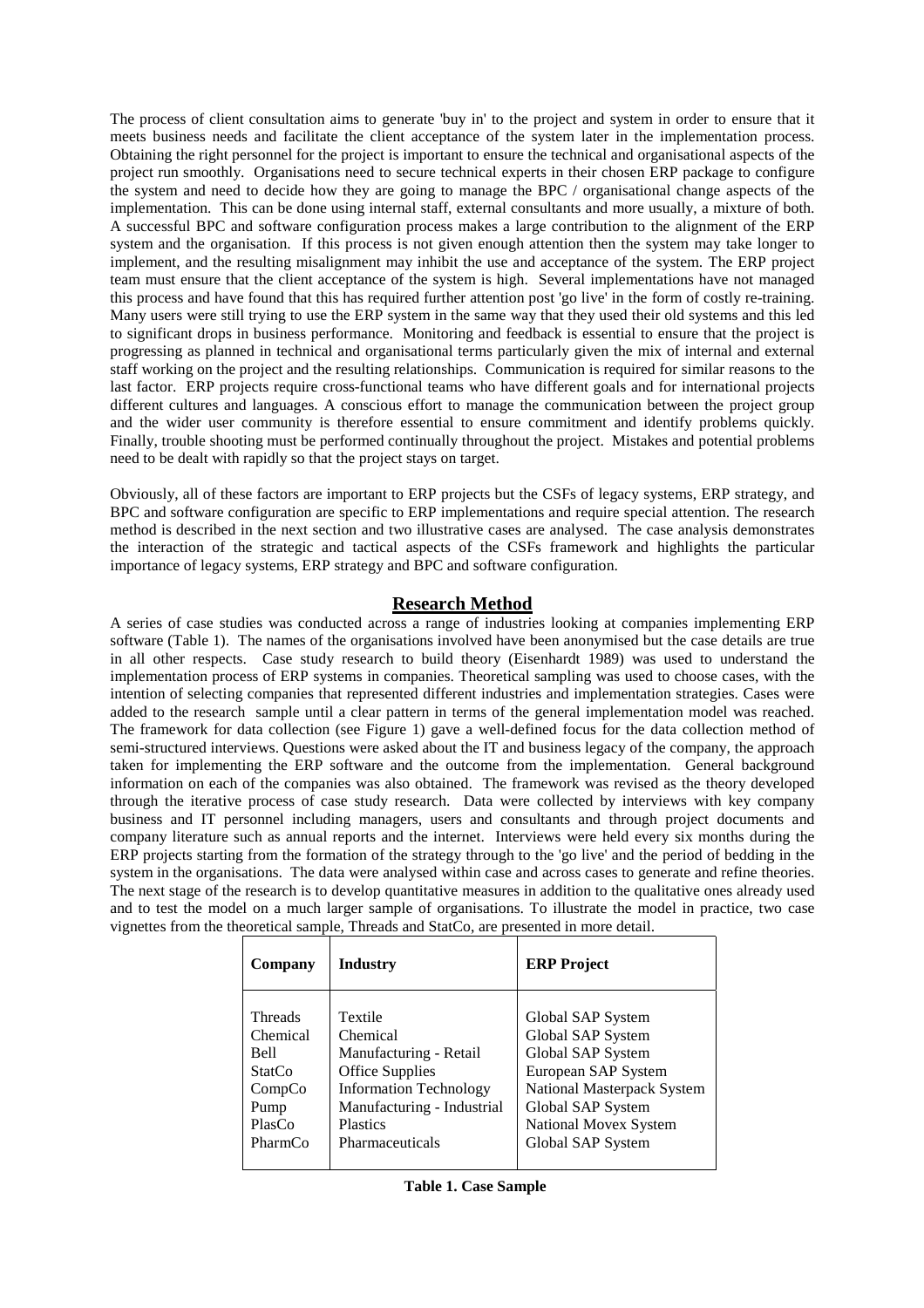The process of client consultation aims to generate 'buy in' to the project and system in order to ensure that it meets business needs and facilitate the client acceptance of the system later in the implementation process. Obtaining the right personnel for the project is important to ensure the technical and organisational aspects of the project run smoothly. Organisations need to secure technical experts in their chosen ERP package to configure the system and need to decide how they are going to manage the BPC / organisational change aspects of the implementation. This can be done using internal staff, external consultants and more usually, a mixture of both. A successful BPC and software configuration process makes a large contribution to the alignment of the ERP system and the organisation. If this process is not given enough attention then the system may take longer to implement, and the resulting misalignment may inhibit the use and acceptance of the system. The ERP project team must ensure that the client acceptance of the system is high. Several implementations have not managed this process and have found that this has required further attention post 'go live' in the form of costly re-training. Many users were still trying to use the ERP system in the same way that they used their old systems and this led to significant drops in business performance. Monitoring and feedback is essential to ensure that the project is progressing as planned in technical and organisational terms particularly given the mix of internal and external staff working on the project and the resulting relationships. Communication is required for similar reasons to the last factor. ERP projects require cross-functional teams who have different goals and for international projects different cultures and languages. A conscious effort to manage the communication between the project group and the wider user community is therefore essential to ensure commitment and identify problems quickly. Finally, trouble shooting must be performed continually throughout the project. Mistakes and potential problems need to be dealt with rapidly so that the project stays on target.

Obviously, all of these factors are important to ERP projects but the CSFs of legacy systems, ERP strategy, and BPC and software configuration are specific to ERP implementations and require special attention. The research method is described in the next section and two illustrative cases are analysed. The case analysis demonstrates the interaction of the strategic and tactical aspects of the CSFs framework and highlights the particular importance of legacy systems, ERP strategy and BPC and software configuration.

## Research Method

A series of case studies was conducted across a range of industries looking at companies implementing ERP software (Table 1). The names of the organisations involved have been anonymised but the case details are true in all other respects. Case study research to build theory (Eisenhardt 1989) was used to understand the implementation process of ERP systems in companies. Theoretical sampling was used to choose cases, with the intention of selecting companies that represented different industries and implementation strategies. Cases were added to the research sample until a clear pattern in terms of the general implementation model was reached. The framework for data collection (see Figure 1) gave a well-defined focus for the data collection method of semi-structured interviews. Questions were asked about the IT and business legacy of the company, the approach taken for implementing the ERP software and the outcome from the implementation. General background information on each of the companies was also obtained. The framework was revised as the theory developed through the iterative process of case study research. Data were collected by interviews with key company business and IT personnel including managers, users and consultants and through project documents and company literature such as annual reports and the internet. Interviews were held every six months during the ERP projects starting from the formation of the strategy through to the 'go live' and the period of bedding in the system in the organisations. The data were analysed within case and across cases to generate and refine theories. The next stage of the research is to develop quantitative measures in addition to the qualitative ones already used and to test the model on a much larger sample of organisations. To illustrate the model in practice, two case vignettes from the theoretical sample, Threads and StatCo, are presented in more detail.

| Company | Industry | ERP Project |
|---|---|---|
| Threads | Textile | Global SAP System |
| Chemical | Chemical | Global SAP System |
| Bell | Manufacturing - Retail | Global SAP System |
| StatCo | Office Supplies | European SAP System |
| CompCo | Information Technology | National Masterpack System |
| Pump | Manufacturing - Industrial | Global SAP System |
| PlasCo | Plastics | National Movex System |
| PharmCo | Pharmaceuticals | Global SAP System |

**Table 1. Case Sample**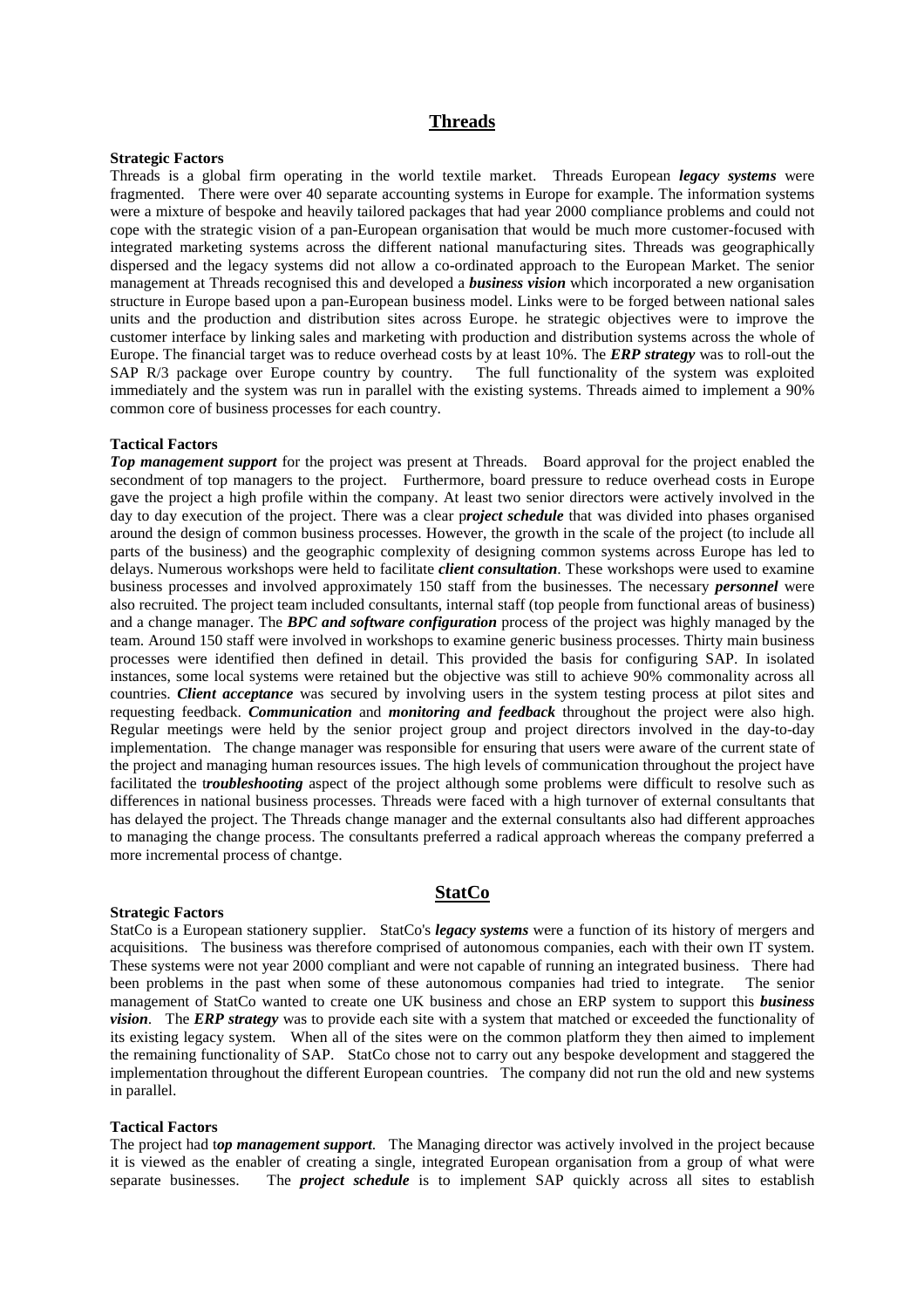## Threads

**Strategic Factors**

Threads is a global firm operating in the world textile market. Threads European ***legacy systems*** were fragmented. There were over 40 separate accounting systems in Europe for example. The information systems were a mixture of bespoke and heavily tailored packages that had year 2000 compliance problems and could not cope with the strategic vision of a pan-European organisation that would be much more customer-focused with integrated marketing systems across the different national manufacturing sites. Threads was geographically dispersed and the legacy systems did not allow a co-ordinated approach to the European Market. The senior management at Threads recognised this and developed a ***business vision*** which incorporated a new organisation structure in Europe based upon a pan-European business model. Links were to be forged between national sales units and the production and distribution sites across Europe. he strategic objectives were to improve the customer interface by linking sales and marketing with production and distribution systems across the whole of Europe. The financial target was to reduce overhead costs by at least 10%. The ***ERP strategy*** was to roll-out the SAP R/3 package over Europe country by country. The full functionality of the system was exploited immediately and the system was run in parallel with the existing systems. Threads aimed to implement a 90% common core of business processes for each country.

**Tactical Factors**

***Top management support*** for the project was present at Threads. Board approval for the project enabled the secondment of top managers to the project. Furthermore, board pressure to reduce overhead costs in Europe gave the project a high profile within the company. At least two senior directors were actively involved in the day to day execution of the project. There was a clear p***roject schedule*** that was divided into phases organised around the design of common business processes. However, the growth in the scale of the project (to include all parts of the business) and the geographic complexity of designing common systems across Europe has led to delays. Numerous workshops were held to facilitate ***client consultation***. These workshops were used to examine business processes and involved approximately 150 staff from the businesses. The necessary ***personnel*** were also recruited. The project team included consultants, internal staff (top people from functional areas of business) and a change manager. The ***BPC and software configuration*** process of the project was highly managed by the team. Around 150 staff were involved in workshops to examine generic business processes. Thirty main business processes were identified then defined in detail. This provided the basis for configuring SAP. In isolated instances, some local systems were retained but the objective was still to achieve 90% commonality across all countries. ***Client acceptance*** was secured by involving users in the system testing process at pilot sites and requesting feedback. ***Communication*** and ***monitoring and feedback*** throughout the project were also high. Regular meetings were held by the senior project group and project directors involved in the day-to-day implementation. The change manager was responsible for ensuring that users were aware of the current state of the project and managing human resources issues. The high levels of communication throughout the project have facilitated the t***roubleshooting*** aspect of the project although some problems were difficult to resolve such as differences in national business processes. Threads were faced with a high turnover of external consultants that has delayed the project. The Threads change manager and the external consultants also had different approaches to managing the change process. The consultants preferred a radical approach whereas the company preferred a more incremental process of chantge.

## StatCo

**Strategic Factors**

StatCo is a European stationery supplier. StatCo's ***legacy systems*** were a function of its history of mergers and acquisitions. The business was therefore comprised of autonomous companies, each with their own IT system. These systems were not year 2000 compliant and were not capable of running an integrated business. There had been problems in the past when some of these autonomous companies had tried to integrate. The senior management of StatCo wanted to create one UK business and chose an ERP system to support this ***business vision***. The ***ERP strategy*** was to provide each site with a system that matched or exceeded the functionality of its existing legacy system. When all of the sites were on the common platform they then aimed to implement the remaining functionality of SAP. StatCo chose not to carry out any bespoke development and staggered the implementation throughout the different European countries. The company did not run the old and new systems in parallel.

**Tactical Factors**

The project had t***op management support***. The Managing director was actively involved in the project because it is viewed as the enabler of creating a single, integrated European organisation from a group of what were separate businesses. The ***project schedule*** is to implement SAP quickly across all sites to establish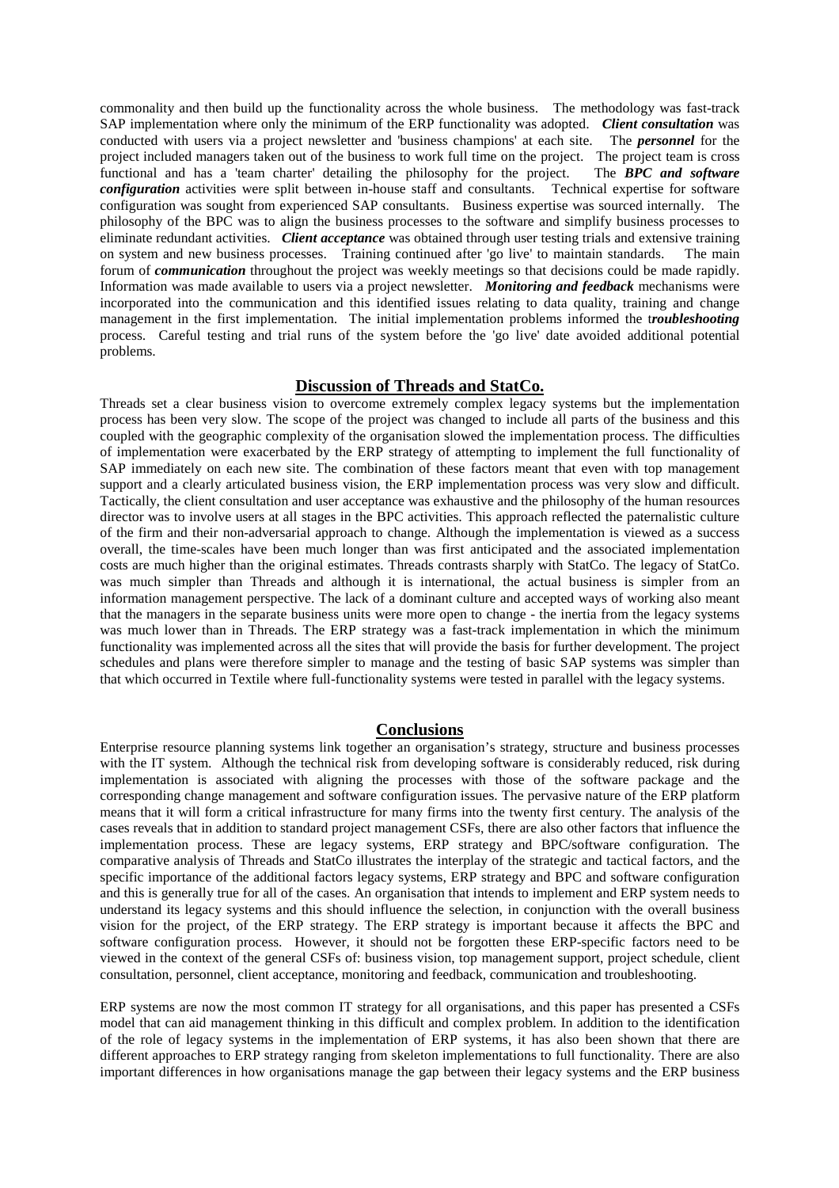commonality and then build up the functionality across the whole business. The methodology was fast-track SAP implementation where only the minimum of the ERP functionality was adopted. ***Client consultation*** was conducted with users via a project newsletter and 'business champions' at each site. The ***personnel*** for the project included managers taken out of the business to work full time on the project. The project team is cross functional and has a 'team charter' detailing the philosophy for the project. The ***BPC and software configuration*** activities were split between in-house staff and consultants. Technical expertise for software configuration was sought from experienced SAP consultants. Business expertise was sourced internally. The philosophy of the BPC was to align the business processes to the software and simplify business processes to eliminate redundant activities. ***Client acceptance*** was obtained through user testing trials and extensive training on system and new business processes. Training continued after 'go live' to maintain standards. The main forum of ***communication*** throughout the project was weekly meetings so that decisions could be made rapidly. Information was made available to users via a project newsletter. ***Monitoring and feedback*** mechanisms were incorporated into the communication and this identified issues relating to data quality, training and change management in the first implementation. The initial implementation problems informed the t***roubleshooting*** process. Careful testing and trial runs of the system before the 'go live' date avoided additional potential problems.

## Discussion of Threads and StatCo.

Threads set a clear business vision to overcome extremely complex legacy systems but the implementation process has been very slow. The scope of the project was changed to include all parts of the business and this coupled with the geographic complexity of the organisation slowed the implementation process. The difficulties of implementation were exacerbated by the ERP strategy of attempting to implement the full functionality of SAP immediately on each new site. The combination of these factors meant that even with top management support and a clearly articulated business vision, the ERP implementation process was very slow and difficult. Tactically, the client consultation and user acceptance was exhaustive and the philosophy of the human resources director was to involve users at all stages in the BPC activities. This approach reflected the paternalistic culture of the firm and their non-adversarial approach to change. Although the implementation is viewed as a success overall, the time-scales have been much longer than was first anticipated and the associated implementation costs are much higher than the original estimates. Threads contrasts sharply with StatCo. The legacy of StatCo. was much simpler than Threads and although it is international, the actual business is simpler from an information management perspective. The lack of a dominant culture and accepted ways of working also meant that the managers in the separate business units were more open to change - the inertia from the legacy systems was much lower than in Threads. The ERP strategy was a fast-track implementation in which the minimum functionality was implemented across all the sites that will provide the basis for further development. The project schedules and plans were therefore simpler to manage and the testing of basic SAP systems was simpler than that which occurred in Textile where full-functionality systems were tested in parallel with the legacy systems.

## Conclusions

Enterprise resource planning systems link together an organisation's strategy, structure and business processes with the IT system. Although the technical risk from developing software is considerably reduced, risk during implementation is associated with aligning the processes with those of the software package and the corresponding change management and software configuration issues. The pervasive nature of the ERP platform means that it will form a critical infrastructure for many firms into the twenty first century. The analysis of the cases reveals that in addition to standard project management CSFs, there are also other factors that influence the implementation process. These are legacy systems, ERP strategy and BPC/software configuration. The comparative analysis of Threads and StatCo illustrates the interplay of the strategic and tactical factors, and the specific importance of the additional factors legacy systems, ERP strategy and BPC and software configuration and this is generally true for all of the cases. An organisation that intends to implement and ERP system needs to understand its legacy systems and this should influence the selection, in conjunction with the overall business vision for the project, of the ERP strategy. The ERP strategy is important because it affects the BPC and software configuration process. However, it should not be forgotten these ERP-specific factors need to be viewed in the context of the general CSFs of: business vision, top management support, project schedule, client consultation, personnel, client acceptance, monitoring and feedback, communication and troubleshooting.

ERP systems are now the most common IT strategy for all organisations, and this paper has presented a CSFs model that can aid management thinking in this difficult and complex problem. In addition to the identification of the role of legacy systems in the implementation of ERP systems, it has also been shown that there are different approaches to ERP strategy ranging from skeleton implementations to full functionality. There are also important differences in how organisations manage the gap between their legacy systems and the ERP business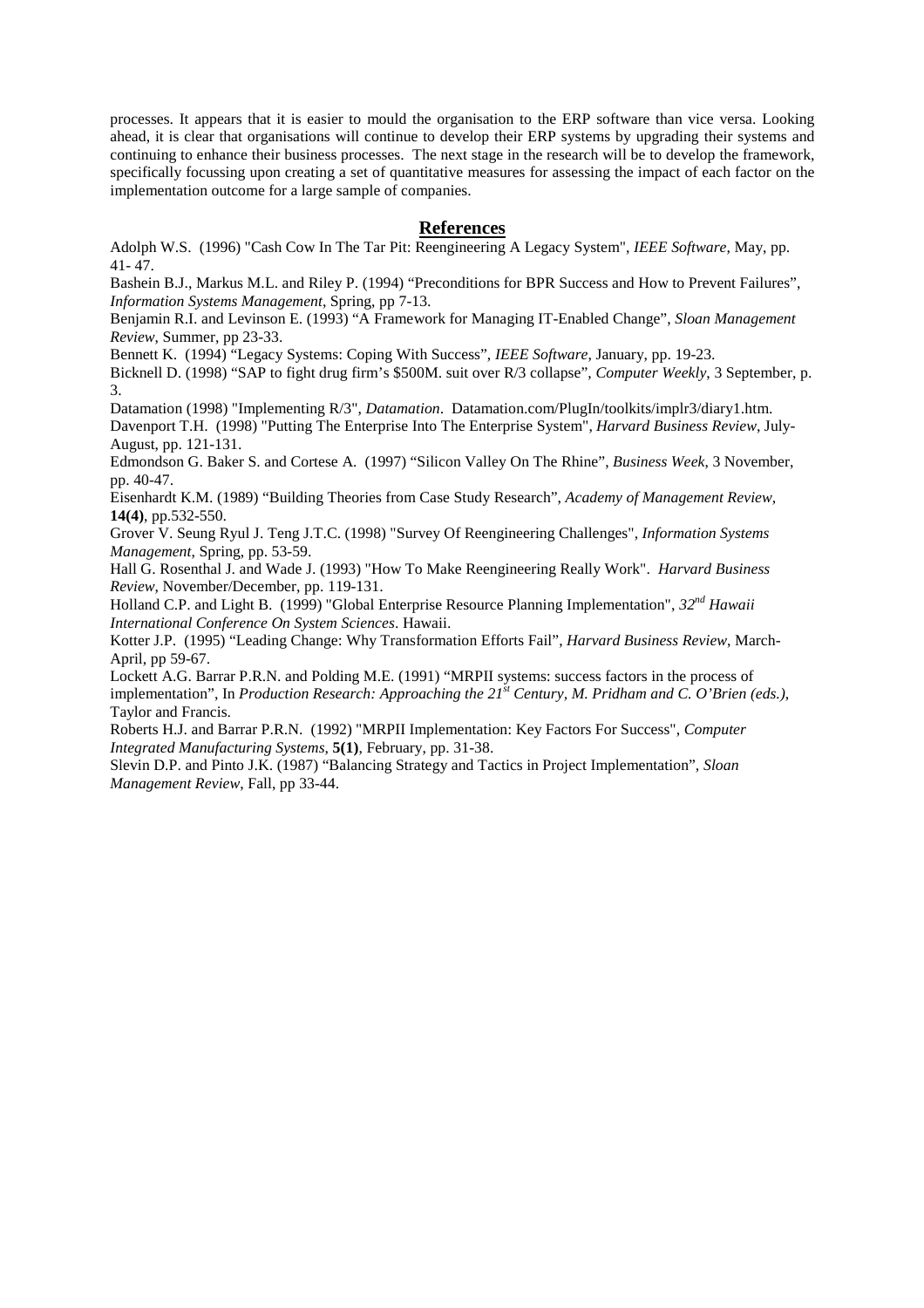processes. It appears that it is easier to mould the organisation to the ERP software than vice versa. Looking ahead, it is clear that organisations will continue to develop their ERP systems by upgrading their systems and continuing to enhance their business processes. The next stage in the research will be to develop the framework, specifically focussing upon creating a set of quantitative measures for assessing the impact of each factor on the implementation outcome for a large sample of companies.

## References

Adolph W.S. (1996) "Cash Cow In The Tar Pit: Reengineering A Legacy System", *IEEE Software*, May, pp. 41- 47.

Bashein B.J., Markus M.L. and Riley P. (1994) "Preconditions for BPR Success and How to Prevent Failures", *Information Systems Management*, Spring, pp 7-13.

Benjamin R.I. and Levinson E. (1993) "A Framework for Managing IT-Enabled Change", *Sloan Management Review*, Summer, pp 23-33.

Bennett K. (1994) "Legacy Systems: Coping With Success", *IEEE Software*, January, pp. 19-23.

Bicknell D. (1998) "SAP to fight drug firm's $500M. suit over R/3 collapse", *Computer Weekly*, 3 September, p. 3.

Datamation (1998) "Implementing R/3", *Datamation*. Datamation.com/PlugIn/toolkits/implr3/diary1.htm.

Davenport T.H. (1998) "Putting The Enterprise Into The Enterprise System", *Harvard Business Review*, July-August, pp. 121-131.

Edmondson G. Baker S. and Cortese A. (1997) "Silicon Valley On The Rhine", *Business Week*, 3 November, pp. 40-47.

Eisenhardt K.M. (1989) "Building Theories from Case Study Research", *Academy of Management Review*, **14(4)**, pp.532-550.

Grover V. Seung Ryul J. Teng J.T.C. (1998) "Survey Of Reengineering Challenges", *Information Systems Management*, Spring, pp. 53-59.

Hall G. Rosenthal J. and Wade J. (1993) "How To Make Reengineering Really Work". *Harvard Business Review*, November/December, pp. 119-131.

Holland C.P. and Light B. (1999) "Global Enterprise Resource Planning Implementation", *32nd Hawaii International Conference On System Sciences*. Hawaii.

Kotter J.P. (1995) "Leading Change: Why Transformation Efforts Fail", *Harvard Business Review*, March-April, pp 59-67.

Lockett A.G. Barrar P.R.N. and Polding M.E. (1991) "MRPII systems: success factors in the process of implementation", In *Production Research: Approaching the 21st Century, M. Pridham and C. O'Brien (eds.)*, Taylor and Francis.

Roberts H.J. and Barrar P.R.N. (1992) "MRPII Implementation: Key Factors For Success", *Computer Integrated Manufacturing Systems*, **5(1)**, February, pp. 31-38.

Slevin D.P. and Pinto J.K. (1987) "Balancing Strategy and Tactics in Project Implementation", *Sloan Management Review*, Fall, pp 33-44.